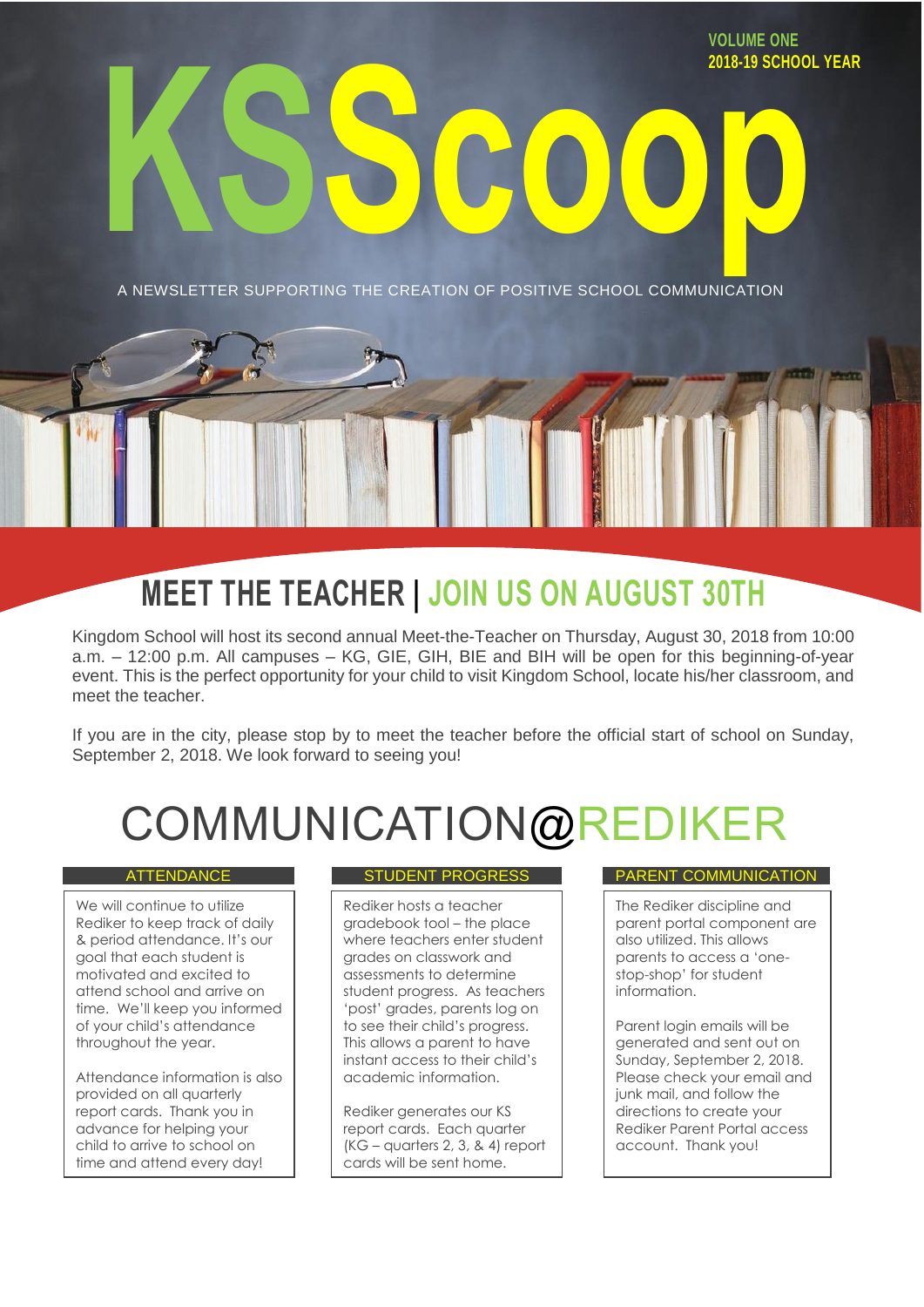VOLUME ONE
2018-19 SCHOOL YEAR

# KSScoop

A NEWSLETTER SUPPORTING THE CREATION OF POSITIVE SCHOOL COMMUNICATION

## MEET THE TEACHER | JOIN US ON AUGUST 30TH

Kingdom School will host its second annual Meet-the-Teacher on Thursday, August 30, 2018 from 10:00 a.m. – 12:00 p.m. All campuses – KG, GIE, GIH, BIE and BIH will be open for this beginning-of-year event. This is the perfect opportunity for your child to visit Kingdom School, locate his/her classroom, and meet the teacher.

If you are in the city, please stop by to meet the teacher before the official start of school on Sunday, September 2, 2018. We look forward to seeing you!

## COMMUNICATION@REDIKER

### ATTENDANCE

We will continue to utilize Rediker to keep track of daily & period attendance. It's our goal that each student is motivated and excited to attend school and arrive on time. We'll keep you informed of your child's attendance throughout the year.

Attendance information is also provided on all quarterly report cards. Thank you in advance for helping your child to arrive to school on time and attend every day!

### STUDENT PROGRESS

Rediker hosts a teacher gradebook tool – the place where teachers enter student grades on classwork and assessments to determine student progress. As teachers 'post' grades, parents log on to see their child's progress. This allows a parent to have instant access to their child's academic information.

Rediker generates our KS report cards. Each quarter (KG – quarters 2, 3, & 4) report cards will be sent home.

### PARENT COMMUNICATION

The Rediker discipline and parent portal component are also utilized. This allows parents to access a 'one-stop-shop' for student information.

Parent login emails will be generated and sent out on Sunday, September 2, 2018. Please check your email and junk mail, and follow the directions to create your Rediker Parent Portal access account. Thank you!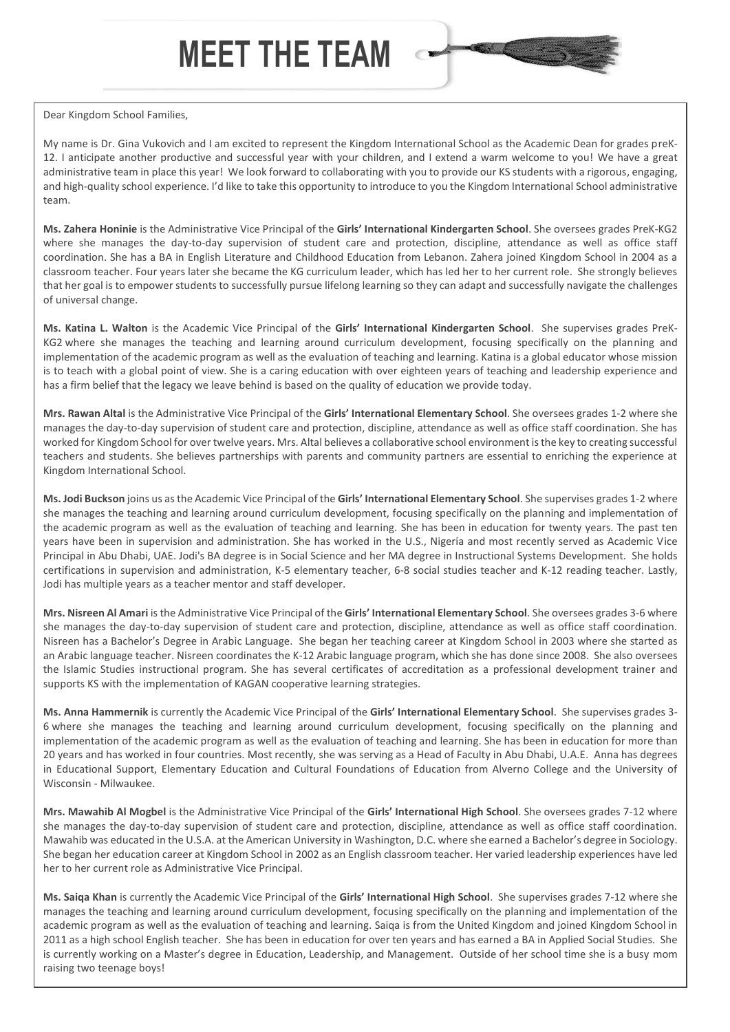# MEET THE TEAM

Dear Kingdom School Families,

My name is Dr. Gina Vukovich and I am excited to represent the Kingdom International School as the Academic Dean for grades preK-12. I anticipate another productive and successful year with your children, and I extend a warm welcome to you! We have a great administrative team in place this year! We look forward to collaborating with you to provide our KS students with a rigorous, engaging, and high-quality school experience. I'd like to take this opportunity to introduce to you the Kingdom International School administrative team.

**Ms. Zahera Honinie** is the Administrative Vice Principal of the **Girls' International Kindergarten School**. She oversees grades PreK-KG2 where she manages the day-to-day supervision of student care and protection, discipline, attendance as well as office staff coordination. She has a BA in English Literature and Childhood Education from Lebanon. Zahera joined Kingdom School in 2004 as a classroom teacher. Four years later she became the KG curriculum leader, which has led her to her current role. She strongly believes that her goal is to empower students to successfully pursue lifelong learning so they can adapt and successfully navigate the challenges of universal change.

**Ms. Katina L. Walton** is the Academic Vice Principal of the **Girls' International Kindergarten School**. She supervises grades PreK-KG2 where she manages the teaching and learning around curriculum development, focusing specifically on the planning and implementation of the academic program as well as the evaluation of teaching and learning. Katina is a global educator whose mission is to teach with a global point of view. She is a caring education with over eighteen years of teaching and leadership experience and has a firm belief that the legacy we leave behind is based on the quality of education we provide today.

**Mrs. Rawan Altal** is the Administrative Vice Principal of the **Girls' International Elementary School**. She oversees grades 1-2 where she manages the day-to-day supervision of student care and protection, discipline, attendance as well as office staff coordination. She has worked for Kingdom School for over twelve years. Mrs. Altal believes a collaborative school environment is the key to creating successful teachers and students. She believes partnerships with parents and community partners are essential to enriching the experience at Kingdom International School.

**Ms. Jodi Buckson** joins us as the Academic Vice Principal of the **Girls' International Elementary School**. She supervises grades 1-2 where she manages the teaching and learning around curriculum development, focusing specifically on the planning and implementation of the academic program as well as the evaluation of teaching and learning. She has been in education for twenty years. The past ten years have been in supervision and administration. She has worked in the U.S., Nigeria and most recently served as Academic Vice Principal in Abu Dhabi, UAE. Jodi's BA degree is in Social Science and her MA degree in Instructional Systems Development. She holds certifications in supervision and administration, K-5 elementary teacher, 6-8 social studies teacher and K-12 reading teacher. Lastly, Jodi has multiple years as a teacher mentor and staff developer.

**Mrs. Nisreen Al Amari** is the Administrative Vice Principal of the **Girls' International Elementary School**. She oversees grades 3-6 where she manages the day-to-day supervision of student care and protection, discipline, attendance as well as office staff coordination. Nisreen has a Bachelor's Degree in Arabic Language. She began her teaching career at Kingdom School in 2003 where she started as an Arabic language teacher. Nisreen coordinates the K-12 Arabic language program, which she has done since 2008. She also oversees the Islamic Studies instructional program. She has several certificates of accreditation as a professional development trainer and supports KS with the implementation of KAGAN cooperative learning strategies.

**Ms. Anna Hammernik** is currently the Academic Vice Principal of the **Girls' International Elementary School**. She supervises grades 3-6 where she manages the teaching and learning around curriculum development, focusing specifically on the planning and implementation of the academic program as well as the evaluation of teaching and learning. She has been in education for more than 20 years and has worked in four countries. Most recently, she was serving as a Head of Faculty in Abu Dhabi, U.A.E. Anna has degrees in Educational Support, Elementary Education and Cultural Foundations of Education from Alverno College and the University of Wisconsin - Milwaukee.

**Mrs. Mawahib Al Mogbel** is the Administrative Vice Principal of the **Girls' International High School**. She oversees grades 7-12 where she manages the day-to-day supervision of student care and protection, discipline, attendance as well as office staff coordination. Mawahib was educated in the U.S.A. at the American University in Washington, D.C. where she earned a Bachelor's degree in Sociology. She began her education career at Kingdom School in 2002 as an English classroom teacher. Her varied leadership experiences have led her to her current role as Administrative Vice Principal.

**Ms. Saiqa Khan** is currently the Academic Vice Principal of the **Girls' International High School**. She supervises grades 7-12 where she manages the teaching and learning around curriculum development, focusing specifically on the planning and implementation of the academic program as well as the evaluation of teaching and learning. Saiqa is from the United Kingdom and joined Kingdom School in 2011 as a high school English teacher. She has been in education for over ten years and has earned a BA in Applied Social Studies. She is currently working on a Master's degree in Education, Leadership, and Management. Outside of her school time she is a busy mom raising two teenage boys!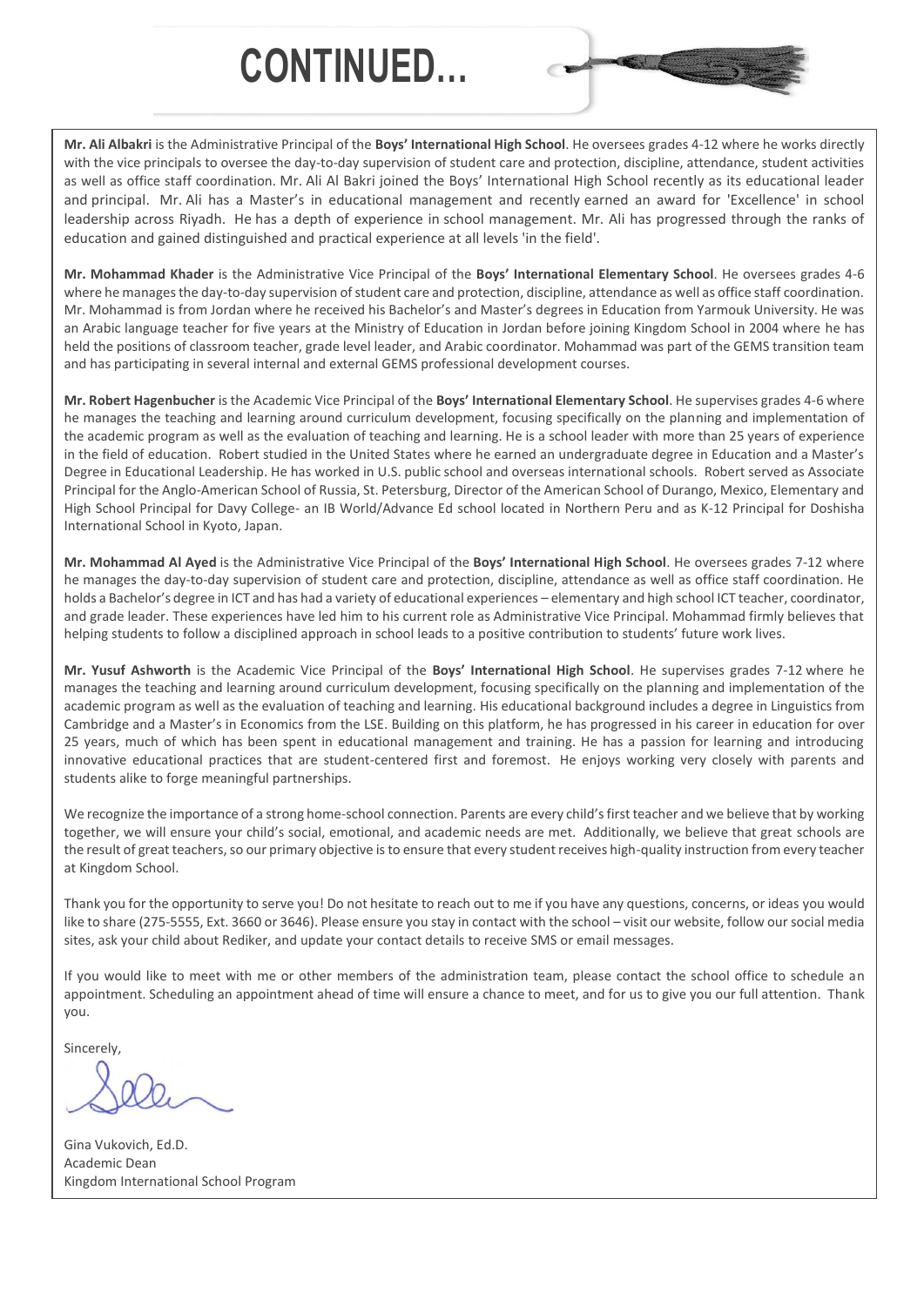# CONTINUED...

**Mr. Ali Albakri** is the Administrative Principal of the **Boys' International High School**. He oversees grades 4-12 where he works directly with the vice principals to oversee the day-to-day supervision of student care and protection, discipline, attendance, student activities as well as office staff coordination. Mr. Ali Al Bakri joined the Boys' International High School recently as its educational leader and principal. Mr. Ali has a Master's in educational management and recently earned an award for 'Excellence' in school leadership across Riyadh. He has a depth of experience in school management. Mr. Ali has progressed through the ranks of education and gained distinguished and practical experience at all levels 'in the field'.

**Mr. Mohammad Khader** is the Administrative Vice Principal of the **Boys' International Elementary School**. He oversees grades 4-6 where he manages the day-to-day supervision of student care and protection, discipline, attendance as well as office staff coordination. Mr. Mohammad is from Jordan where he received his Bachelor's and Master's degrees in Education from Yarmouk University. He was an Arabic language teacher for five years at the Ministry of Education in Jordan before joining Kingdom School in 2004 where he has held the positions of classroom teacher, grade level leader, and Arabic coordinator. Mohammad was part of the GEMS transition team and has participating in several internal and external GEMS professional development courses.

**Mr. Robert Hagenbucher** is the Academic Vice Principal of the **Boys' International Elementary School**. He supervises grades 4-6 where he manages the teaching and learning around curriculum development, focusing specifically on the planning and implementation of the academic program as well as the evaluation of teaching and learning. He is a school leader with more than 25 years of experience in the field of education. Robert studied in the United States where he earned an undergraduate degree in Education and a Master's Degree in Educational Leadership. He has worked in U.S. public school and overseas international schools. Robert served as Associate Principal for the Anglo-American School of Russia, St. Petersburg, Director of the American School of Durango, Mexico, Elementary and High School Principal for Davy College- an IB World/Advance Ed school located in Northern Peru and as K-12 Principal for Doshisha International School in Kyoto, Japan.

**Mr. Mohammad Al Ayed** is the Administrative Vice Principal of the **Boys' International High School**. He oversees grades 7-12 where he manages the day-to-day supervision of student care and protection, discipline, attendance as well as office staff coordination. He holds a Bachelor's degree in ICT and has had a variety of educational experiences – elementary and high school ICT teacher, coordinator, and grade leader. These experiences have led him to his current role as Administrative Vice Principal. Mohammad firmly believes that helping students to follow a disciplined approach in school leads to a positive contribution to students' future work lives.

**Mr. Yusuf Ashworth** is the Academic Vice Principal of the **Boys' International High School**. He supervises grades 7-12 where he manages the teaching and learning around curriculum development, focusing specifically on the planning and implementation of the academic program as well as the evaluation of teaching and learning. His educational background includes a degree in Linguistics from Cambridge and a Master's in Economics from the LSE. Building on this platform, he has progressed in his career in education for over 25 years, much of which has been spent in educational management and training. He has a passion for learning and introducing innovative educational practices that are student-centered first and foremost. He enjoys working very closely with parents and students alike to forge meaningful partnerships.

We recognize the importance of a strong home-school connection. Parents are every child's first teacher and we believe that by working together, we will ensure your child's social, emotional, and academic needs are met. Additionally, we believe that great schools are the result of great teachers, so our primary objective is to ensure that every student receives high-quality instruction from every teacher at Kingdom School.

Thank you for the opportunity to serve you! Do not hesitate to reach out to me if you have any questions, concerns, or ideas you would like to share (275-5555, Ext. 3660 or 3646). Please ensure you stay in contact with the school – visit our website, follow our social media sites, ask your child about Rediker, and update your contact details to receive SMS or email messages.

If you would like to meet with me or other members of the administration team, please contact the school office to schedule an appointment. Scheduling an appointment ahead of time will ensure a chance to meet, and for us to give you our full attention. Thank you.

Sincerely,

Gina Vukovich, Ed.D.
Academic Dean
Kingdom International School Program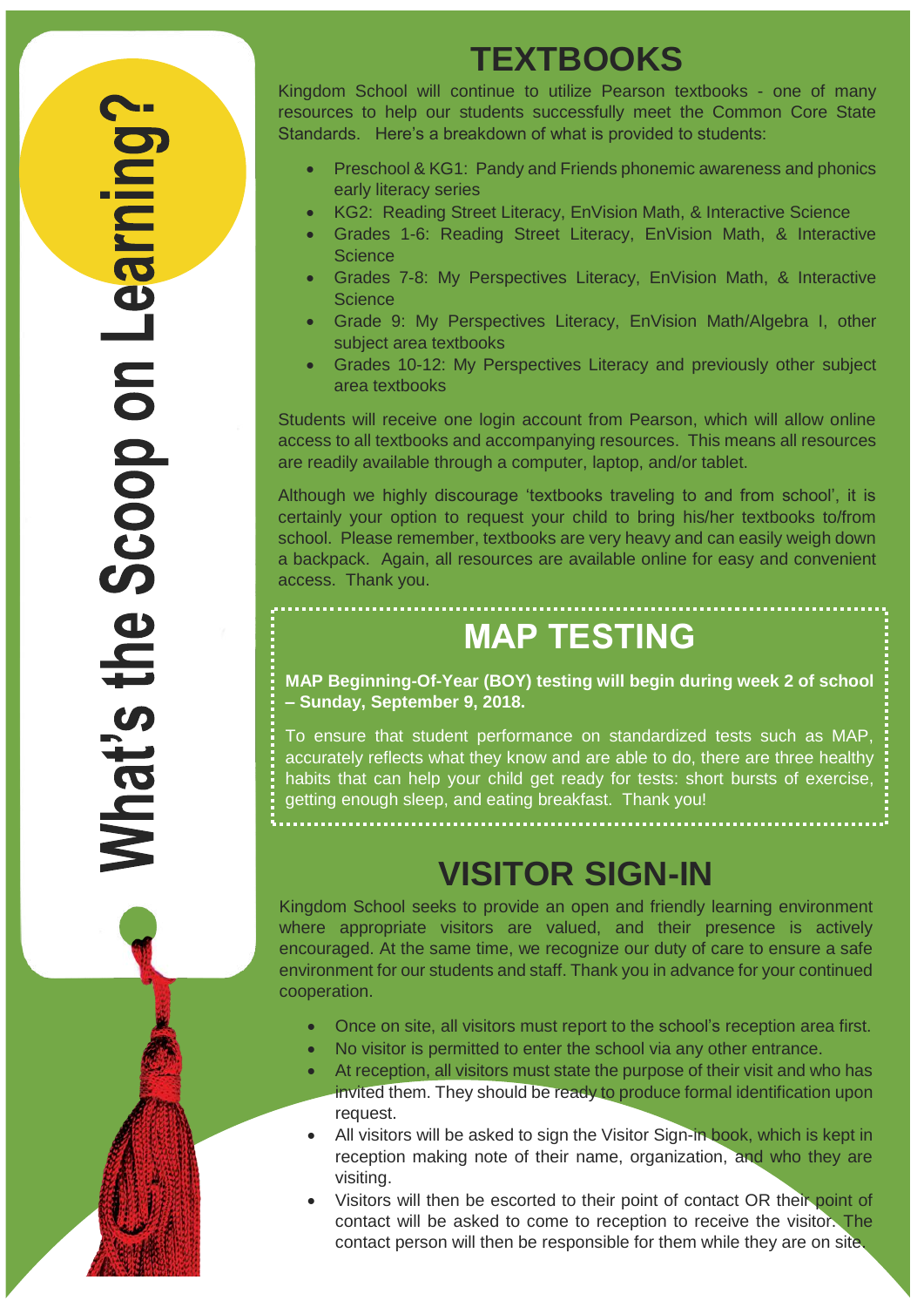# What's the Scoop on Learning?

## TEXTBOOKS

Kingdom School will continue to utilize Pearson textbooks - one of many resources to help our students successfully meet the Common Core State Standards. Here's a breakdown of what is provided to students:

- Preschool & KG1: Pandy and Friends phonemic awareness and phonics early literacy series
- KG2: Reading Street Literacy, EnVision Math, & Interactive Science
- Grades 1-6: Reading Street Literacy, EnVision Math, & Interactive Science
- Grades 7-8: My Perspectives Literacy, EnVision Math, & Interactive Science
- Grade 9: My Perspectives Literacy, EnVision Math/Algebra I, other subject area textbooks
- Grades 10-12: My Perspectives Literacy and previously other subject area textbooks

Students will receive one login account from Pearson, which will allow online access to all textbooks and accompanying resources. This means all resources are readily available through a computer, laptop, and/or tablet.

Although we highly discourage 'textbooks traveling to and from school', it is certainly your option to request your child to bring his/her textbooks to/from school. Please remember, textbooks are very heavy and can easily weigh down a backpack. Again, all resources are available online for easy and convenient access. Thank you.

## MAP TESTING

**MAP Beginning-Of-Year (BOY) testing will begin during week 2 of school – Sunday, September 9, 2018.**

To ensure that student performance on standardized tests such as MAP, accurately reflects what they know and are able to do, there are three healthy habits that can help your child get ready for tests: short bursts of exercise, getting enough sleep, and eating breakfast. Thank you!

## VISITOR SIGN-IN

Kingdom School seeks to provide an open and friendly learning environment where appropriate visitors are valued, and their presence is actively encouraged. At the same time, we recognize our duty of care to ensure a safe environment for our students and staff. Thank you in advance for your continued cooperation.

- Once on site, all visitors must report to the school's reception area first.
- No visitor is permitted to enter the school via any other entrance.
- At reception, all visitors must state the purpose of their visit and who has invited them. They should be ready to produce formal identification upon request.
- All visitors will be asked to sign the Visitor Sign-in book, which is kept in reception making note of their name, organization, and who they are visiting.
- Visitors will then be escorted to their point of contact OR their point of contact will be asked to come to reception to receive the visitor. The contact person will then be responsible for them while they are on site.